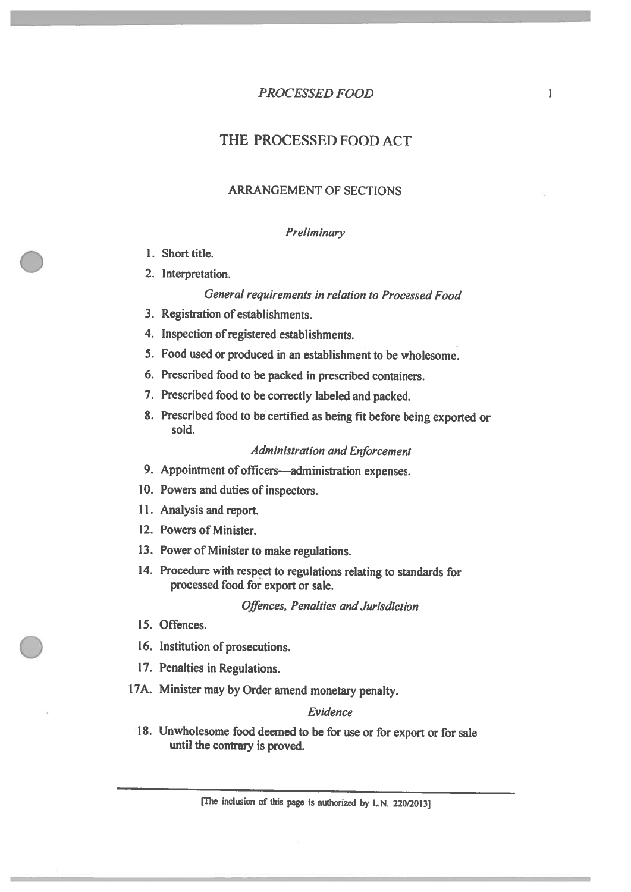# THE PROCESSED FOOD ACT

## ARRANGEMENT OF SECTIONS

*Preliminary*

1. Short title.
2. Interpretation.

*General requirements in relation to Processed Food*

3. Registration of establishments.
4. Inspection of registered establishments.
5. Food used or produced in an establishment to be wholesome.
6. Prescribed food to be packed in prescribed containers.
7. Prescribed food to be correctly labeled and packed.
8. Prescribed food to be certified as being fit before being exported or sold.

*Administration and Enforcement*

9. Appointment of officers—administration expenses.
10. Powers and duties of inspectors.
11. Analysis and report.
12. Powers of Minister.
13. Power of Minister to make regulations.
14. Procedure with respect to regulations relating to standards for processed food for export or sale.

*Offences, Penalties and Jurisdiction*

15. Offences.
16. Institution of prosecutions.
17. Penalties in Regulations.

17A. Minister may by Order amend monetary penalty.

*Evidence*

18. Unwholesome food deemed to be for use or for export or for sale until the contrary is proved.

[The inclusion of this page is authorized by L.N. 220/2013]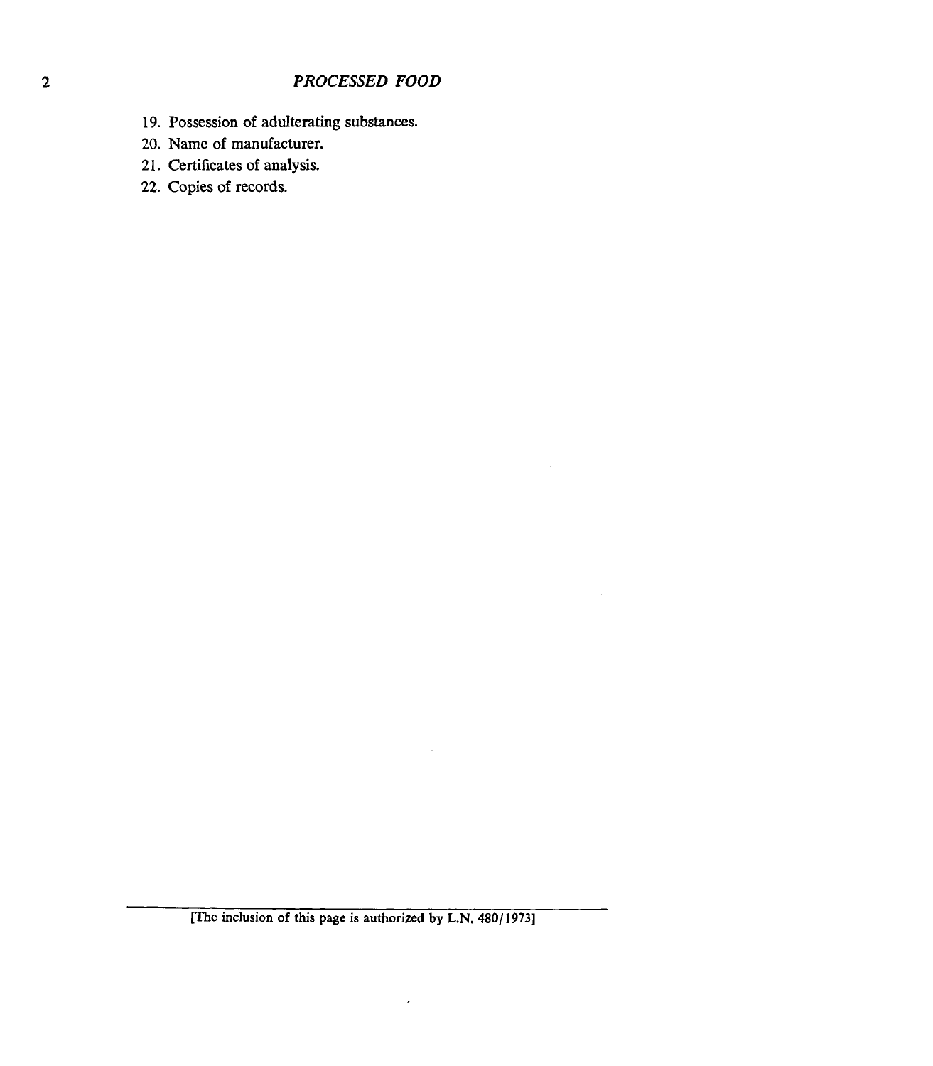19. Possession of adulterating substances.
20. Name of manufacturer.
21. Certificates of analysis.
22. Copies of records.

[The inclusion of this page is authorized by L.N. 480/1973]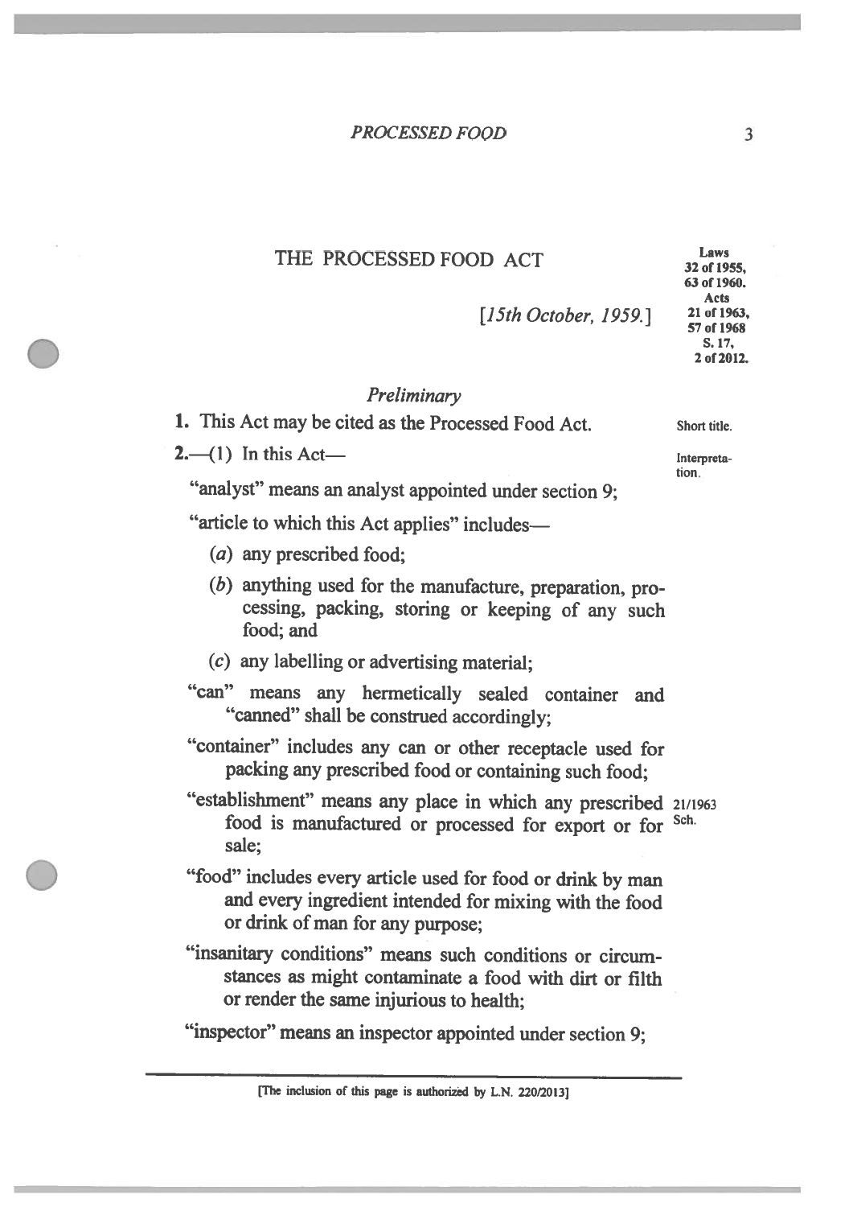# THE PROCESSED FOOD ACT

Laws 32 of 1955, 63 of 1960. Acts 21 of 1963, 57 of 1968 S. 17, 2 of 2012.

*[15th October, 1959.]*

## *Preliminary*

Short title.

**1.** This Act may be cited as the Processed Food Act.

Interpretation.

**2.**—(1) In this Act—

"analyst" means an analyst appointed under section 9;

"article to which this Act applies" includes—

(*a*) any prescribed food;

(*b*) anything used for the manufacture, preparation, processing, packing, storing or keeping of any such food; and

(*c*) any labelling or advertising material;

"can" means any hermetically sealed container and "canned" shall be construed accordingly;

"container" includes any can or other receptacle used for packing any prescribed food or containing such food;

21/1963 Sch.

"establishment" means any place in which any prescribed food is manufactured or processed for export or for sale;

"food" includes every article used for food or drink by man and every ingredient intended for mixing with the food or drink of man for any purpose;

"insanitary conditions" means such conditions or circumstances as might contaminate a food with dirt or filth or render the same injurious to health;

"inspector" means an inspector appointed under section 9;

[The inclusion of this page is authorized by L.N. 220/2013]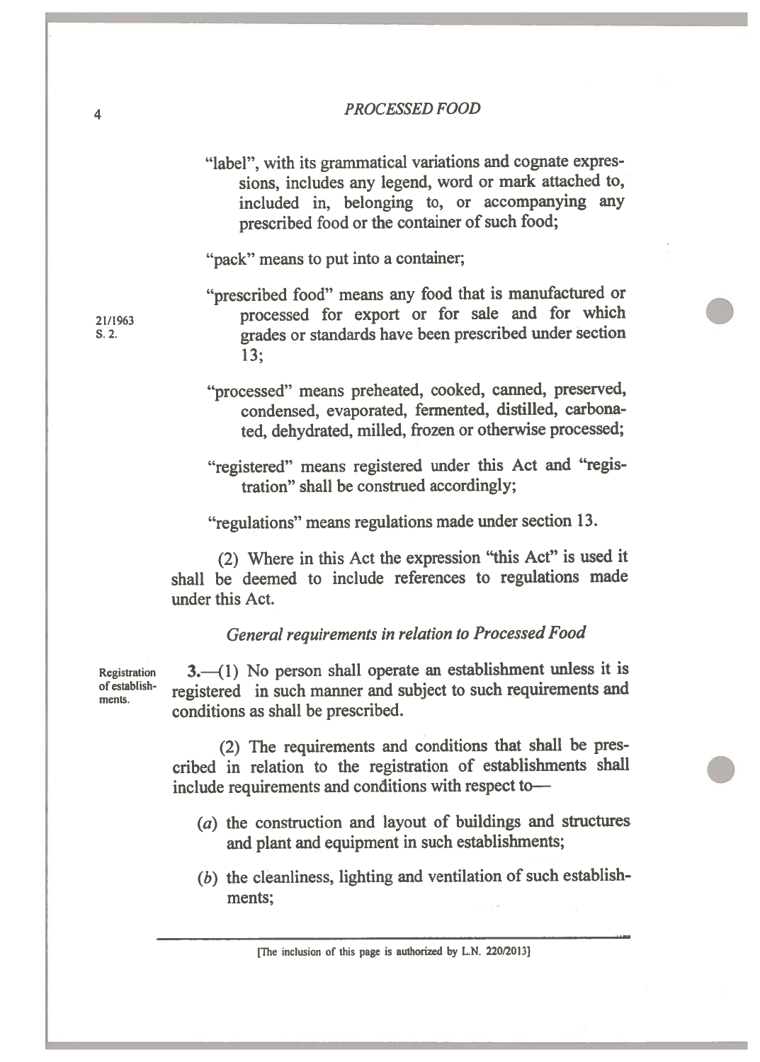"label", with its grammatical variations and cognate expressions, includes any legend, word or mark attached to, included in, belonging to, or accompanying any prescribed food or the container of such food;

"pack" means to put into a container;

21/1963 S. 2.

"prescribed food" means any food that is manufactured or processed for export or for sale and for which grades or standards have been prescribed under section 13;

"processed" means preheated, cooked, canned, preserved, condensed, evaporated, fermented, distilled, carbonated, dehydrated, milled, frozen or otherwise processed;

"registered" means registered under this Act and "registration" shall be construed accordingly;

"regulations" means regulations made under section 13.

(2) Where in this Act the expression "this Act" is used it shall be deemed to include references to regulations made under this Act.

*General requirements in relation to Processed Food*

Registration of establishments.

**3.**—(1) No person shall operate an establishment unless it is registered in such manner and subject to such requirements and conditions as shall be prescribed.

(2) The requirements and conditions that shall be prescribed in relation to the registration of establishments shall include requirements and conditions with respect to—

(*a*) the construction and layout of buildings and structures and plant and equipment in such establishments;

(*b*) the cleanliness, lighting and ventilation of such establishments;

[The inclusion of this page is authorized by L.N. 220/2013]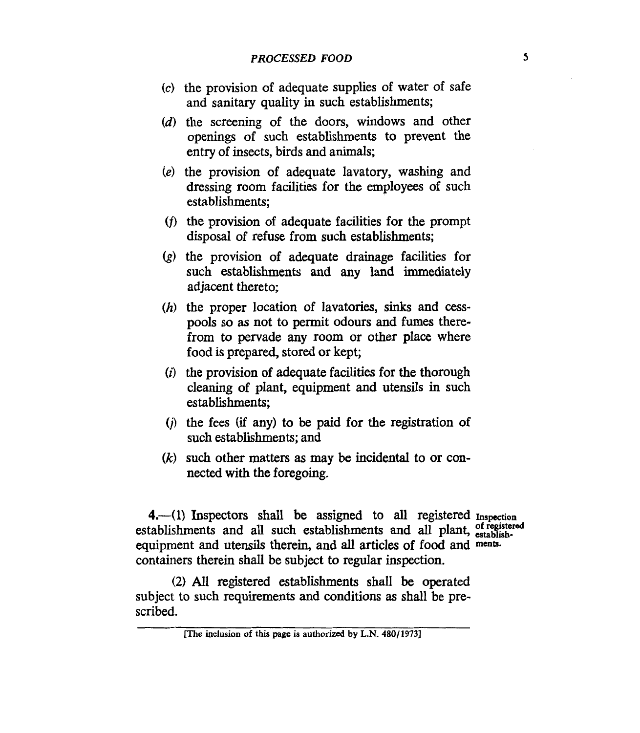(*c*) the provision of adequate supplies of water of safe and sanitary quality in such establishments;

(*d*) the screening of the doors, windows and other openings of such establishments to prevent the entry of insects, birds and animals;

(*e*) the provision of adequate lavatory, washing and dressing room facilities for the employees of such establishments;

(*f*) the provision of adequate facilities for the prompt disposal of refuse from such establishments;

(*g*) the provision of adequate drainage facilities for such establishments and any land immediately adjacent thereto;

(*h*) the proper location of lavatories, sinks and cesspools so as not to permit odours and fumes therefrom to pervade any room or other place where food is prepared, stored or kept;

(*i*) the provision of adequate facilities for the thorough cleaning of plant, equipment and utensils in such establishments;

(*j*) the fees (if any) to be paid for the registration of such establishments; and

(*k*) such other matters as may be incidental to or connected with the foregoing.

**4.**—(1) Inspectors shall be assigned to all registered establishments and all such establishments and all plant, equipment and utensils therein, and all articles of food and containers therein shall be subject to regular inspection.

Inspection of registered establishments.

(2) All registered establishments shall be operated subject to such requirements and conditions as shall be prescribed.

[The inclusion of this page is authorized by L.N. 480/1973]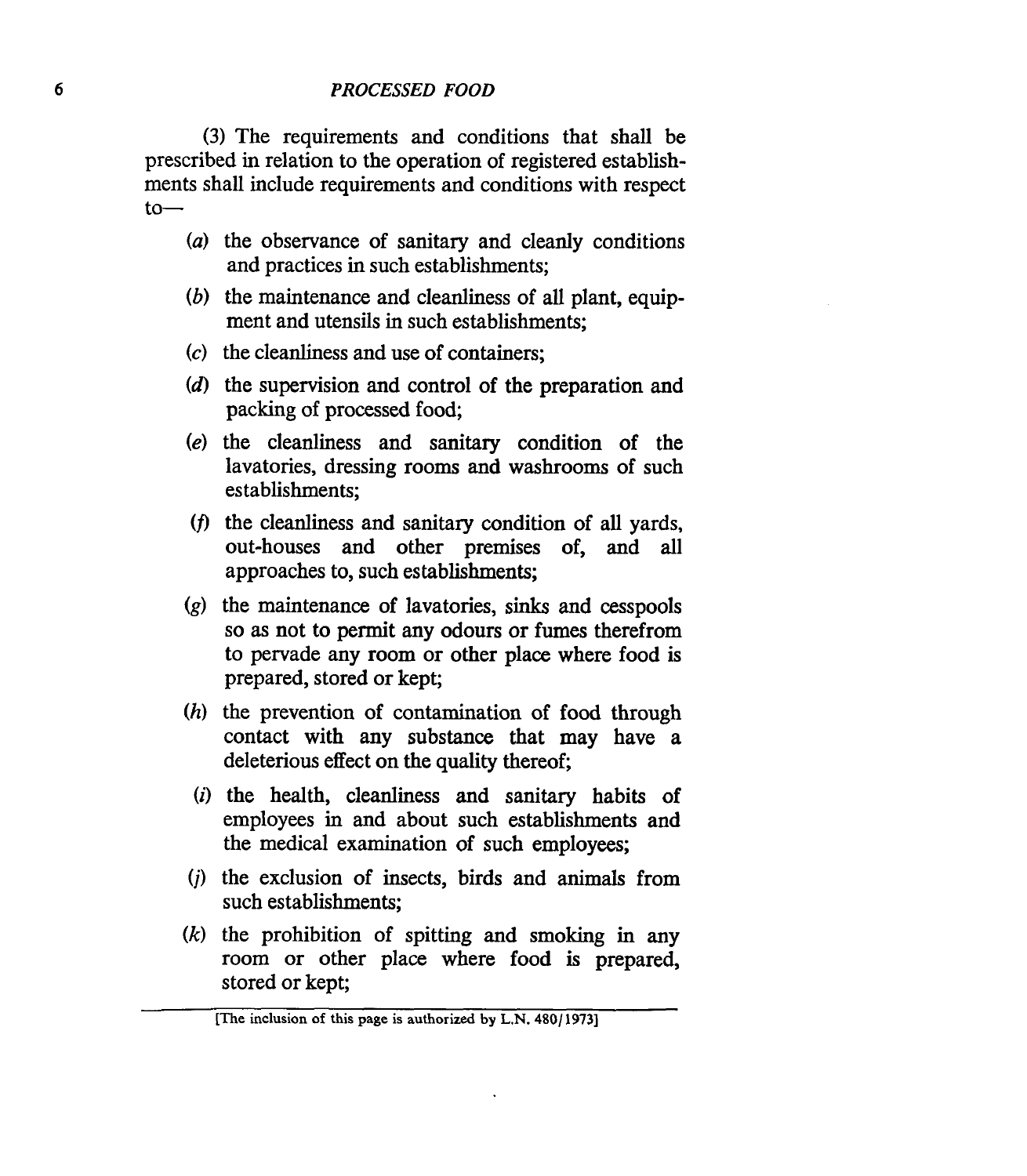(3) The requirements and conditions that shall be prescribed in relation to the operation of registered establishments shall include requirements and conditions with respect to—

- (*a*) the observance of sanitary and cleanly conditions and practices in such establishments;
- (*b*) the maintenance and cleanliness of all plant, equipment and utensils in such establishments;
- (*c*) the cleanliness and use of containers;
- (*d*) the supervision and control of the preparation and packing of processed food;
- (*e*) the cleanliness and sanitary condition of the lavatories, dressing rooms and washrooms of such establishments;
- (*f*) the cleanliness and sanitary condition of all yards, out-houses and other premises of, and all approaches to, such establishments;
- (*g*) the maintenance of lavatories, sinks and cesspools so as not to permit any odours or fumes therefrom to pervade any room or other place where food is prepared, stored or kept;
- (*h*) the prevention of contamination of food through contact with any substance that may have a deleterious effect on the quality thereof;
- (*i*) the health, cleanliness and sanitary habits of employees in and about such establishments and the medical examination of such employees;
- (*j*) the exclusion of insects, birds and animals from such establishments;
- (*k*) the prohibition of spitting and smoking in any room or other place where food is prepared, stored or kept;

[The inclusion of this page is authorized by L.N. 480/1973]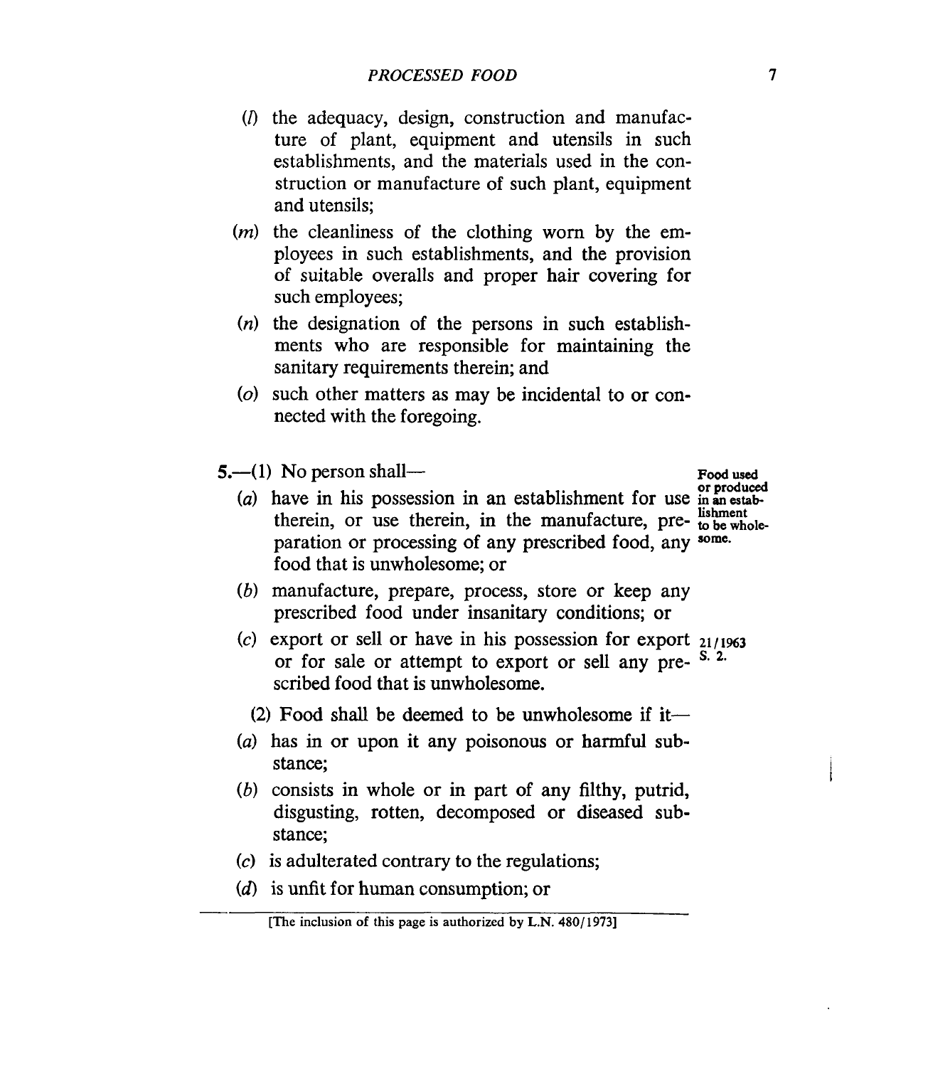(*l*) the adequacy, design, construction and manufacture of plant, equipment and utensils in such establishments, and the materials used in the construction or manufacture of such plant, equipment and utensils;

(*m*) the cleanliness of the clothing worn by the employees in such establishments, and the provision of suitable overalls and proper hair covering for such employees;

(*n*) the designation of the persons in such establishments who are responsible for maintaining the sanitary requirements therein; and

(*o*) such other matters as may be incidental to or connected with the foregoing.

**Food used or produced in an establishment to be wholesome.**

**5.**—(1) No person shall—

(*a*) have in his possession in an establishment for use therein, or use therein, in the manufacture, preparation or processing of any prescribed food, any food that is unwholesome; or

(*b*) manufacture, prepare, process, store or keep any prescribed food under insanitary conditions; or

(*c*) export or sell or have in his possession for export or for sale or attempt to export or sell any prescribed food that is unwholesome. 21/1963 S. 2.

(2) Food shall be deemed to be unwholesome if it—

(*a*) has in or upon it any poisonous or harmful substance;

(*b*) consists in whole or in part of any filthy, putrid, disgusting, rotten, decomposed or diseased substance;

(*c*) is adulterated contrary to the regulations;

(*d*) is unfit for human consumption; or

[The inclusion of this page is authorized by L.N. 480/1973]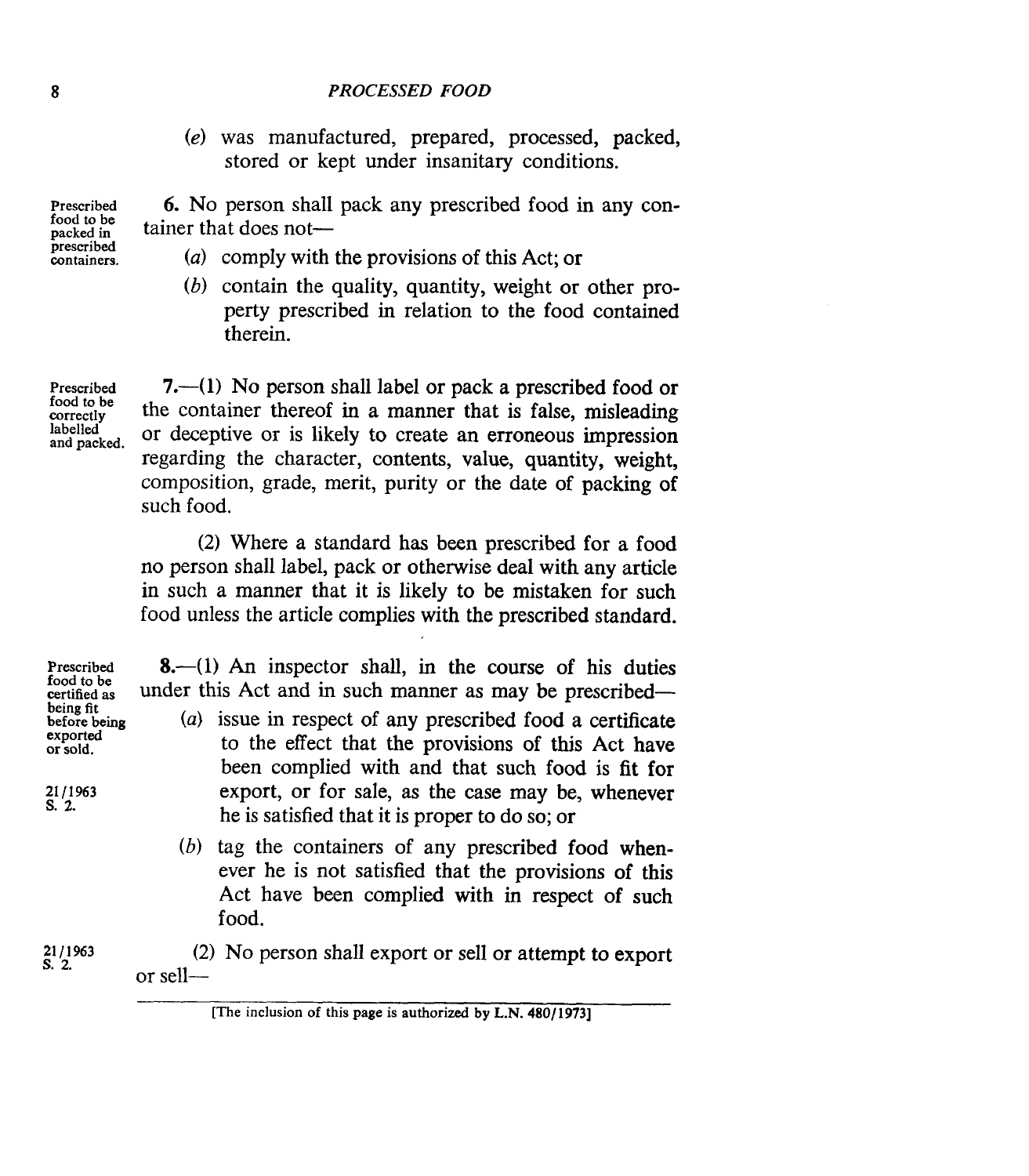(*e*) was manufactured, prepared, processed, packed, stored or kept under insanitary conditions.

Prescribed food to be packed in prescribed containers.

**6.** No person shall pack any prescribed food in any container that does not—

(*a*) comply with the provisions of this Act; or

(*b*) contain the quality, quantity, weight or other property prescribed in relation to the food contained therein.

Prescribed food to be correctly labelled and packed.

**7.**—(1) No person shall label or pack a prescribed food or the container thereof in a manner that is false, misleading or deceptive or is likely to create an erroneous impression regarding the character, contents, value, quantity, weight, composition, grade, merit, purity or the date of packing of such food.

(2) Where a standard has been prescribed for a food no person shall label, pack or otherwise deal with any article in such a manner that it is likely to be mistaken for such food unless the article complies with the prescribed standard.

Prescribed food to be certified as being fit before being exported or sold.

21/1963 S. 2.

**8.**—(1) An inspector shall, in the course of his duties under this Act and in such manner as may be prescribed—

(*a*) issue in respect of any prescribed food a certificate to the effect that the provisions of this Act have been complied with and that such food is fit for export, or for sale, as the case may be, whenever he is satisfied that it is proper to do so; or

(*b*) tag the containers of any prescribed food whenever he is not satisfied that the provisions of this Act have been complied with in respect of such food.

21/1963 S. 2.

(2) No person shall export or sell or attempt to export or sell—

[The inclusion of this page is authorized by L.N. 480/1973]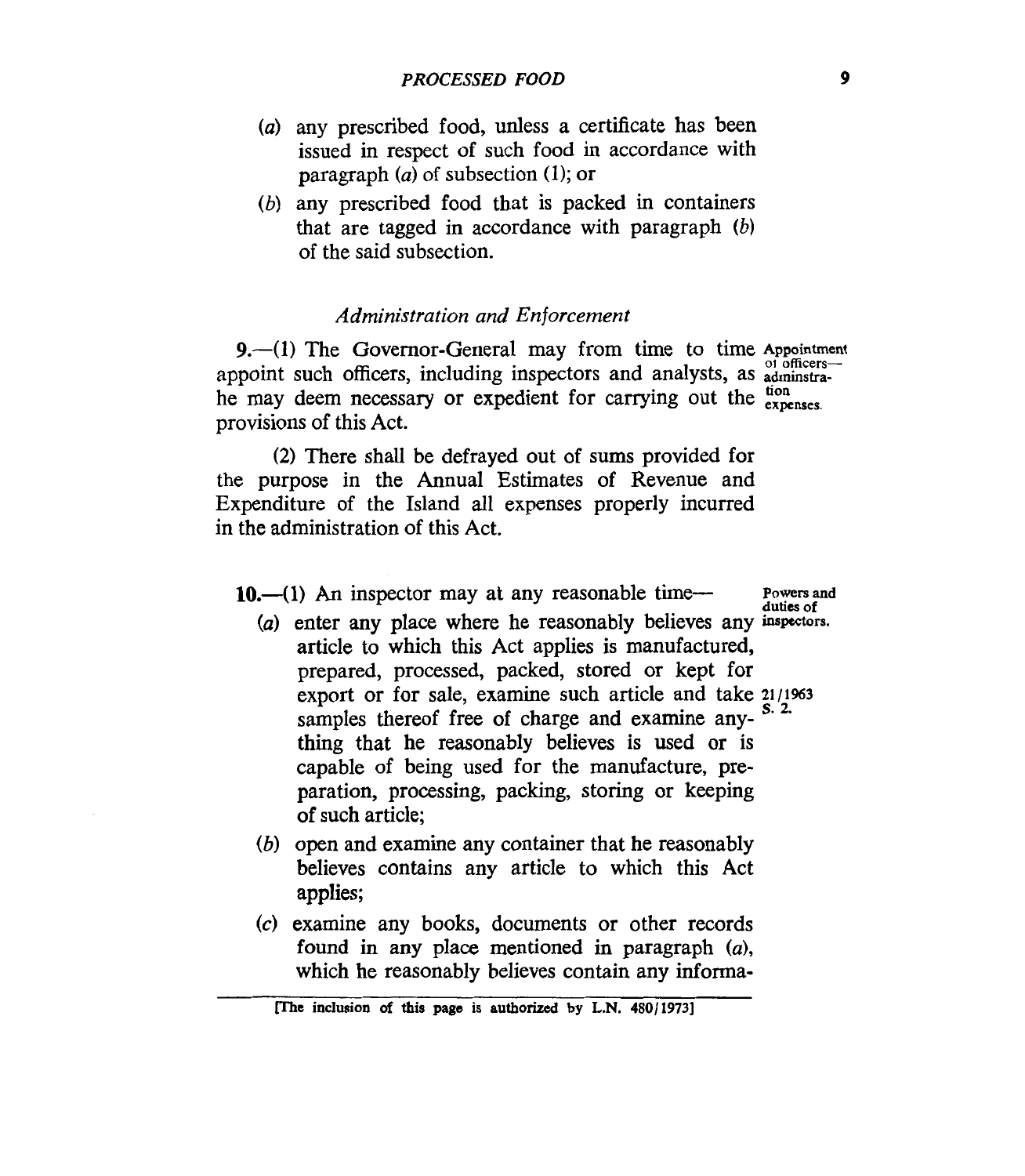(*a*) any prescribed food, unless a certificate has been issued in respect of such food in accordance with paragraph (*a*) of subsection (1); or

(*b*) any prescribed food that is packed in containers that are tagged in accordance with paragraph (*b*) of the said subsection.

### *Administration and Enforcement*

**Appointment of officers—administration expenses.**

**9.**—(1) The Governor-General may from time to time appoint such officers, including inspectors and analysts, as he may deem necessary or expedient for carrying out the provisions of this Act.

(2) There shall be defrayed out of sums provided for the purpose in the Annual Estimates of Revenue and Expenditure of the Island all expenses properly incurred in the administration of this Act.

**Powers and duties of inspectors.**

**10.**—(1) An inspector may at any reasonable time—

(*a*) enter any place where he reasonably believes any article to which this Act applies is manufactured, prepared, processed, packed, stored or kept for export or for sale, examine such article and take samples thereof free of charge and examine anything that he reasonably believes is used or is capable of being used for the manufacture, preparation, processing, packing, storing or keeping of such article;

21/1963 S. 2.

(*b*) open and examine any container that he reasonably believes contains any article to which this Act applies;

(*c*) examine any books, documents or other records found in any place mentioned in paragraph (*a*), which he reasonably believes contain any informa-

[The inclusion of this page is authorized by L.N. 480/1973]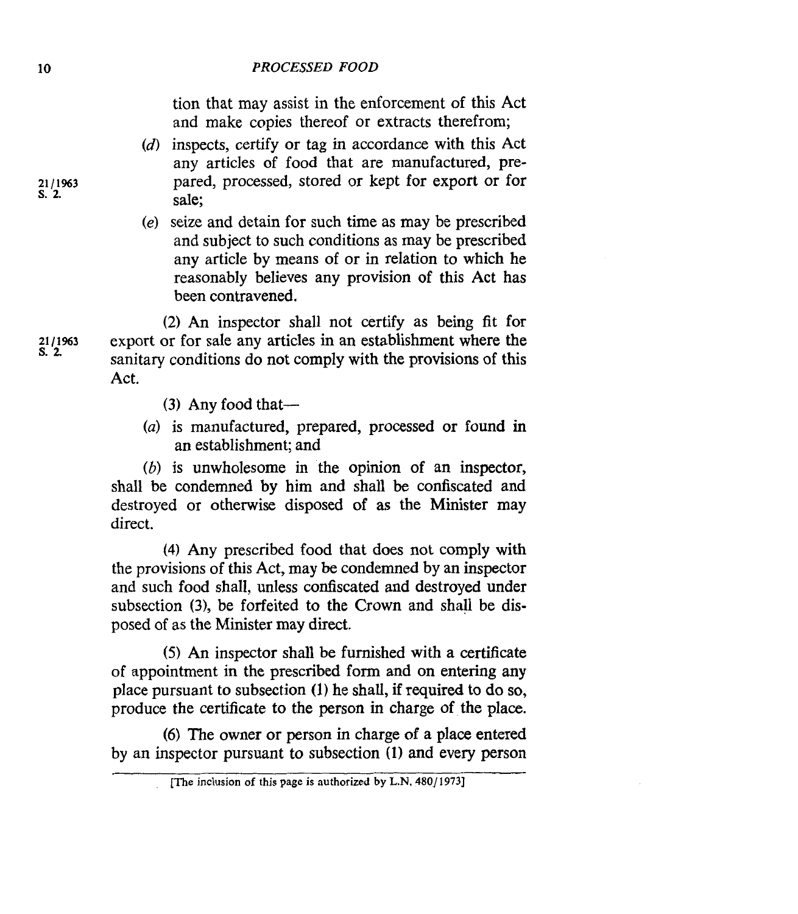tion that may assist in the enforcement of this Act and make copies thereof or extracts therefrom;

21/1963 S. 2.

(*d*) inspects, certify or tag in accordance with this Act any articles of food that are manufactured, prepared, processed, stored or kept for export or for sale;

(*e*) seize and detain for such time as may be prescribed and subject to such conditions as may be prescribed any article by means of or in relation to which he reasonably believes any provision of this Act has been contravened.

21/1963 S. 2.

(2) An inspector shall not certify as being fit for export or for sale any articles in an establishment where the sanitary conditions do not comply with the provisions of this Act.

(3) Any food that—

(*a*) is manufactured, prepared, processed or found in an establishment; and

(*b*) is unwholesome in the opinion of an inspector, shall be condemned by him and shall be confiscated and destroyed or otherwise disposed of as the Minister may direct.

(4) Any prescribed food that does not comply with the provisions of this Act, may be condemned by an inspector and such food shall, unless confiscated and destroyed under subsection (3), be forfeited to the Crown and shall be disposed of as the Minister may direct.

(5) An inspector shall be furnished with a certificate of appointment in the prescribed form and on entering any place pursuant to subsection (1) he shall, if required to do so, produce the certificate to the person in charge of the place.

(6) The owner or person in charge of a place entered by an inspector pursuant to subsection (1) and every person

[The inclusion of this page is authorized by L.N. 480/1973]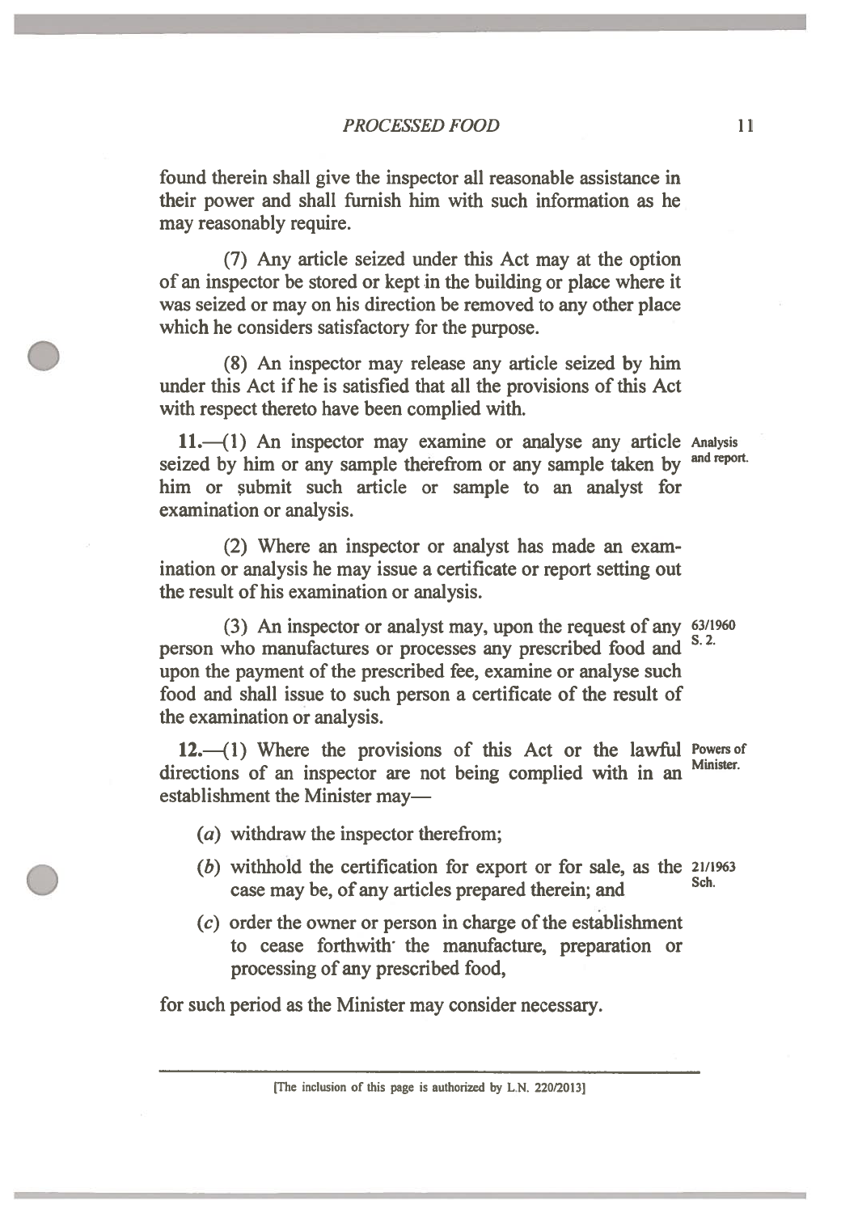found therein shall give the inspector all reasonable assistance in their power and shall furnish him with such information as he may reasonably require.

(7) Any article seized under this Act may at the option of an inspector be stored or kept in the building or place where it was seized or may on his direction be removed to any other place which he considers satisfactory for the purpose.

(8) An inspector may release any article seized by him under this Act if he is satisfied that all the provisions of this Act with respect thereto have been complied with.

Analysis and report.

**11.**—(1) An inspector may examine or analyse any article seized by him or any sample therefrom or any sample taken by him or submit such article or sample to an analyst for examination or analysis.

(2) Where an inspector or analyst has made an examination or analysis he may issue a certificate or report setting out the result of his examination or analysis.

63/1960 S. 2.

(3) An inspector or analyst may, upon the request of any person who manufactures or processes any prescribed food and upon the payment of the prescribed fee, examine or analyse such food and shall issue to such person a certificate of the result of the examination or analysis.

Powers of Minister.

**12.**—(1) Where the provisions of this Act or the lawful directions of an inspector are not being complied with in an establishment the Minister may—

(*a*) withdraw the inspector therefrom;

(*b*) withhold the certification for export or for sale, as the case may be, of any articles prepared therein; and

21/1963 Sch.

(*c*) order the owner or person in charge of the establishment to cease forthwith the manufacture, preparation or processing of any prescribed food,

for such period as the Minister may consider necessary.

[The inclusion of this page is authorized by L.N. 220/2013]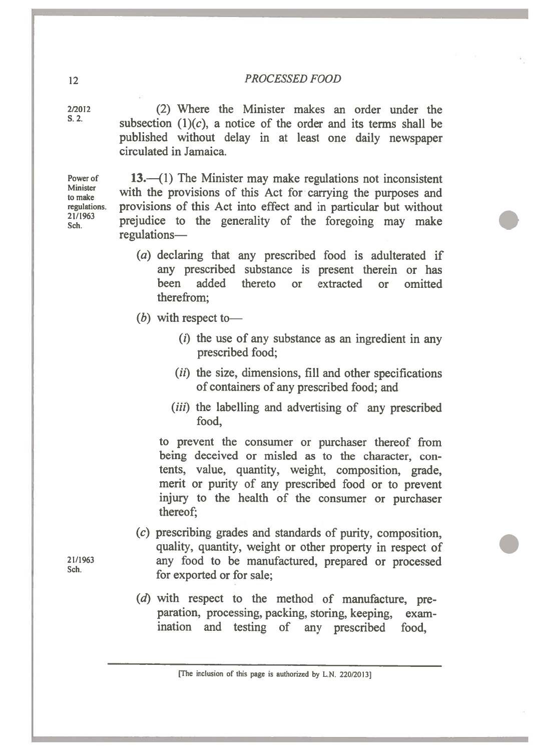2/2012
S. 2.

(2) Where the Minister makes an order under the subsection (1)(*c*), a notice of the order and its terms shall be published without delay in at least one daily newspaper circulated in Jamaica.

Power of Minister to make regulations.
21/1963
Sch.

**13.**—(1) The Minister may make regulations not inconsistent with the provisions of this Act for carrying the purposes and provisions of this Act into effect and in particular but without prejudice to the generality of the foregoing may make regulations—

(*a*) declaring that any prescribed food is adulterated if any prescribed substance is present therein or has been added thereto or extracted or omitted therefrom;

(*b*) with respect to—

(*i*) the use of any substance as an ingredient in any prescribed food;

(*ii*) the size, dimensions, fill and other specifications of containers of any prescribed food; and

(*iii*) the labelling and advertising of any prescribed food,

to prevent the consumer or purchaser thereof from being deceived or misled as to the character, contents, value, quantity, weight, composition, grade, merit or purity of any prescribed food or to prevent injury to the health of the consumer or purchaser thereof;

21/1963
Sch.

(*c*) prescribing grades and standards of purity, composition, quality, quantity, weight or other property in respect of any food to be manufactured, prepared or processed for exported or for sale;

(*d*) with respect to the method of manufacture, preparation, processing, packing, storing, keeping, examination and testing of any prescribed food,

[The inclusion of this page is authorized by L.N. 220/2013]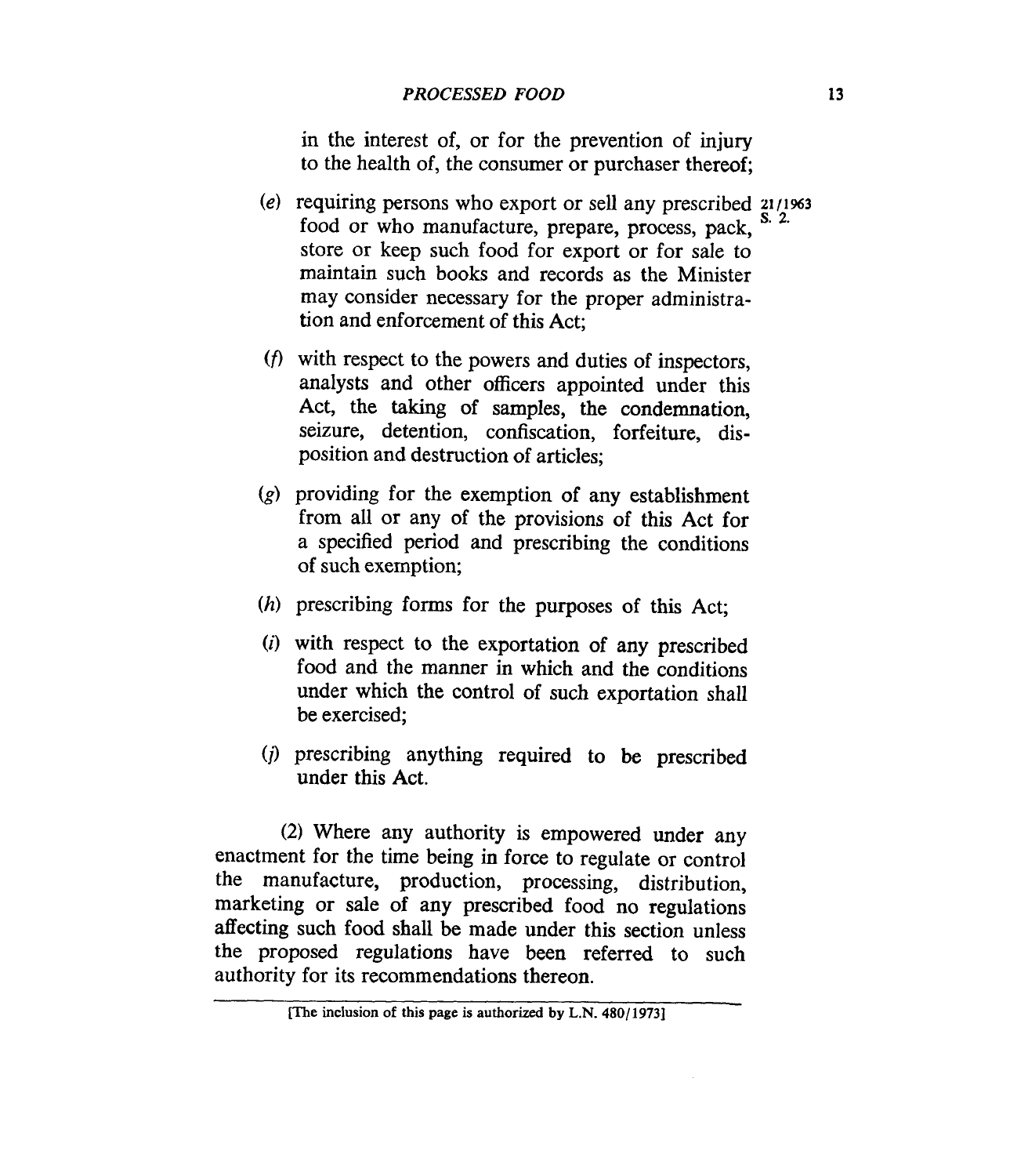in the interest of, or for the prevention of injury to the health of, the consumer or purchaser thereof;

(*e*) requiring persons who export or sell any prescribed food or who manufacture, prepare, process, pack, store or keep such food for export or for sale to maintain such books and records as the Minister may consider necessary for the proper administration and enforcement of this Act; 21/1963 S. 2.

(*f*) with respect to the powers and duties of inspectors, analysts and other officers appointed under this Act, the taking of samples, the condemnation, seizure, detention, confiscation, forfeiture, disposition and destruction of articles;

(*g*) providing for the exemption of any establishment from all or any of the provisions of this Act for a specified period and prescribing the conditions of such exemption;

(*h*) prescribing forms for the purposes of this Act;

(*i*) with respect to the exportation of any prescribed food and the manner in which and the conditions under which the control of such exportation shall be exercised;

(*j*) prescribing anything required to be prescribed under this Act.

(2) Where any authority is empowered under any enactment for the time being in force to regulate or control the manufacture, production, processing, distribution, marketing or sale of any prescribed food no regulations affecting such food shall be made under this section unless the proposed regulations have been referred to such authority for its recommendations thereon.

[The inclusion of this page is authorized by L.N. 480/1973]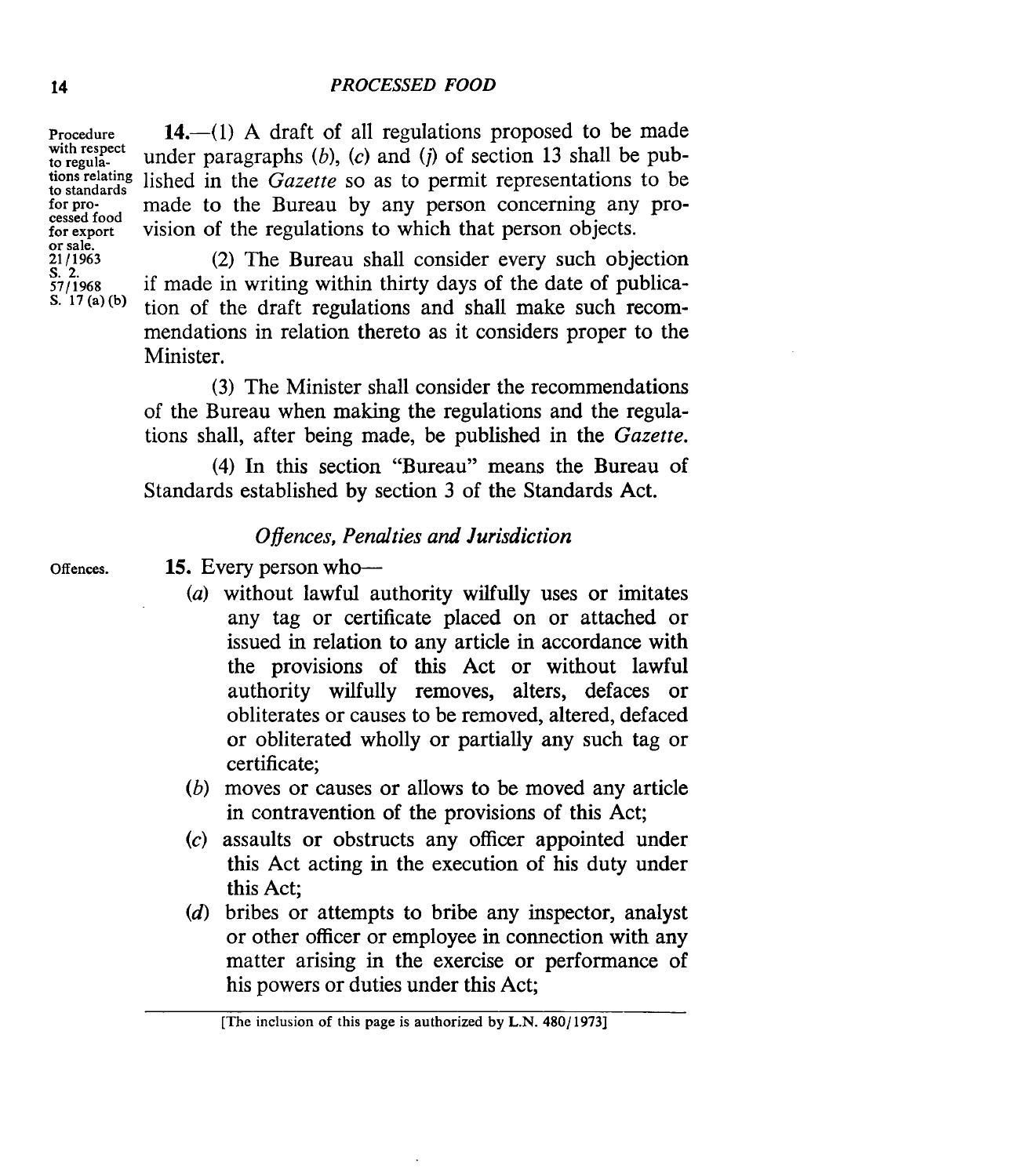Procedure with respect to regulations relating to standards for processed food for export or sale.
21/1963
S. 2.
57/1968
S. 17 (a) (b)

**14.**—(1) A draft of all regulations proposed to be made under paragraphs (*b*), (*c*) and (*j*) of section 13 shall be published in the *Gazette* so as to permit representations to be made to the Bureau by any person concerning any provision of the regulations to which that person objects.

(2) The Bureau shall consider every such objection if made in writing within thirty days of the date of publication of the draft regulations and shall make such recommendations in relation thereto as it considers proper to the Minister.

(3) The Minister shall consider the recommendations of the Bureau when making the regulations and the regulations shall, after being made, be published in the *Gazette*.

(4) In this section "Bureau" means the Bureau of Standards established by section 3 of the Standards Act.

### *Offences, Penalties and Jurisdiction*

Offences.

**15.** Every person who—

(*a*) without lawful authority wilfully uses or imitates any tag or certificate placed on or attached or issued in relation to any article in accordance with the provisions of this Act or without lawful authority wilfully removes, alters, defaces or obliterates or causes to be removed, altered, defaced or obliterated wholly or partially any such tag or certificate;

(*b*) moves or causes or allows to be moved any article in contravention of the provisions of this Act;

(*c*) assaults or obstructs any officer appointed under this Act acting in the execution of his duty under this Act;

(*d*) bribes or attempts to bribe any inspector, analyst or other officer or employee in connection with any matter arising in the exercise or performance of his powers or duties under this Act;

[The inclusion of this page is authorized by L.N. 480/1973]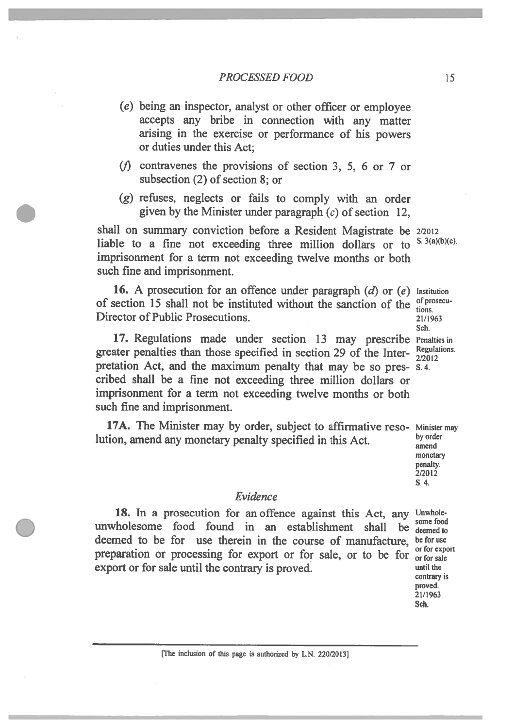(*e*) being an inspector, analyst or other officer or employee accepts any bribe in connection with any matter arising in the exercise or performance of his powers or duties under this Act;

(*f*) contravenes the provisions of section 3, 5, 6 or 7 or subsection (2) of section 8; or

(*g*) refuses, neglects or fails to comply with an order given by the Minister under paragraph (*c*) of section 12,

shall on summary conviction before a Resident Magistrate be liable to a fine not exceeding three million dollars or to imprisonment for a term not exceeding twelve months or both such fine and imprisonment.

2/2012 S. 3(a)(b)(c).

**16.** A prosecution for an offence under paragraph (*d*) or (*e*) of section 15 shall not be instituted without the sanction of the Director of Public Prosecutions.

Institution of prosecutions. 21/1963 Sch.

**17.** Regulations made under section 13 may prescribe greater penalties than those specified in section 29 of the Interpretation Act, and the maximum penalty that may be so prescribed shall be a fine not exceeding three million dollars or imprisonment for a term not exceeding twelve months or both such fine and imprisonment.

Penalties in Regulations. 2/2012 S. 4.

**17A.** The Minister may by order, subject to affirmative resolution, amend any monetary penalty specified in this Act.

Minister may by order amend monetary penalty. 2/2012 S. 4.

## *Evidence*

**18.** In a prosecution for an offence against this Act, any unwholesome food found in an establishment shall be deemed to be for use therein in the course of manufacture, preparation or processing for export or for sale, or to be for export or for sale until the contrary is proved.

Unwholesome food deemed to be for use or for export or for sale until the contrary is proved. 21/1963 Sch.

[The inclusion of this page is authorized by L.N. 220/2013]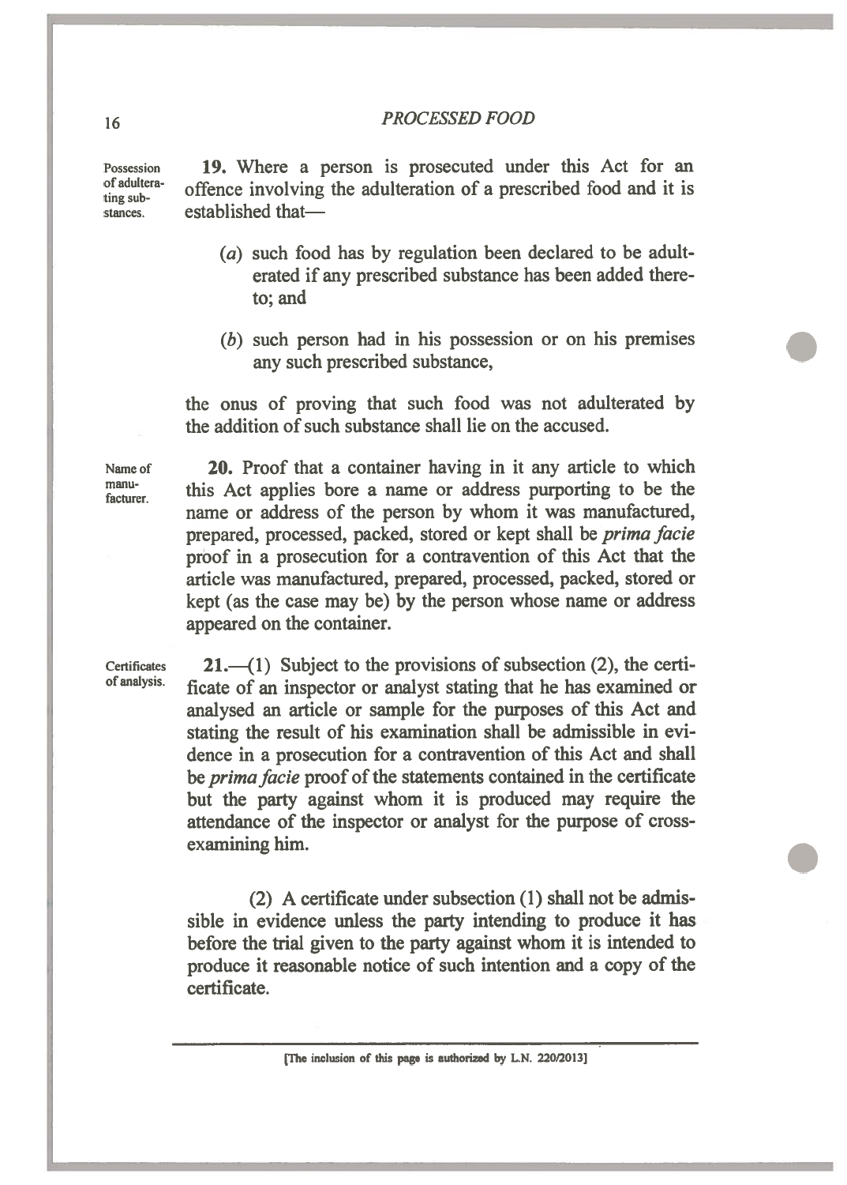**Possession of adulterating substances.**

**19.** Where a person is prosecuted under this Act for an offence involving the adulteration of a prescribed food and it is established that—

(*a*) such food has by regulation been declared to be adulterated if any prescribed substance has been added thereto; and

(*b*) such person had in his possession or on his premises any such prescribed substance,

the onus of proving that such food was not adulterated by the addition of such substance shall lie on the accused.

**Name of manufacturer.**

**20.** Proof that a container having in it any article to which this Act applies bore a name or address purporting to be the name or address of the person by whom it was manufactured, prepared, processed, packed, stored or kept shall be *prima facie* proof in a prosecution for a contravention of this Act that the article was manufactured, prepared, processed, packed, stored or kept (as the case may be) by the person whose name or address appeared on the container.

**Certificates of analysis.**

**21.**—(1) Subject to the provisions of subsection (2), the certificate of an inspector or analyst stating that he has examined or analysed an article or sample for the purposes of this Act and stating the result of his examination shall be admissible in evidence in a prosecution for a contravention of this Act and shall be *prima facie* proof of the statements contained in the certificate but the party against whom it is produced may require the attendance of the inspector or analyst for the purpose of cross-examining him.

(2) A certificate under subsection (1) shall not be admissible in evidence unless the party intending to produce it has before the trial given to the party against whom it is intended to produce it reasonable notice of such intention and a copy of the certificate.

[The inclusion of this page is authorized by L.N. 220/2013]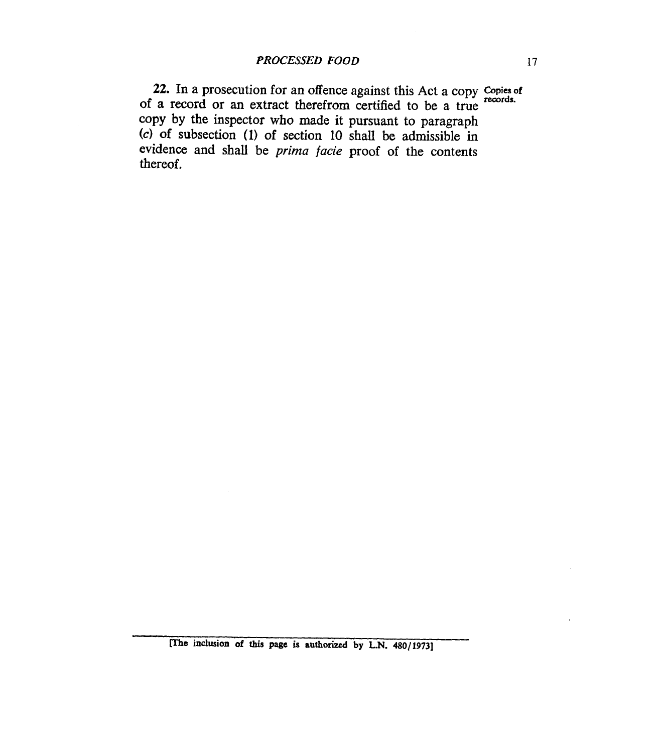**22.** In a prosecution for an offence against this Act a copy of a record or an extract therefrom certified to be a true copy by the inspector who made it pursuant to paragraph (*c*) of subsection (1) of section 10 shall be admissible in evidence and shall be *prima facie* proof of the contents thereof.

Copies of records.

[The inclusion of this page is authorized by L.N. 480/1973]